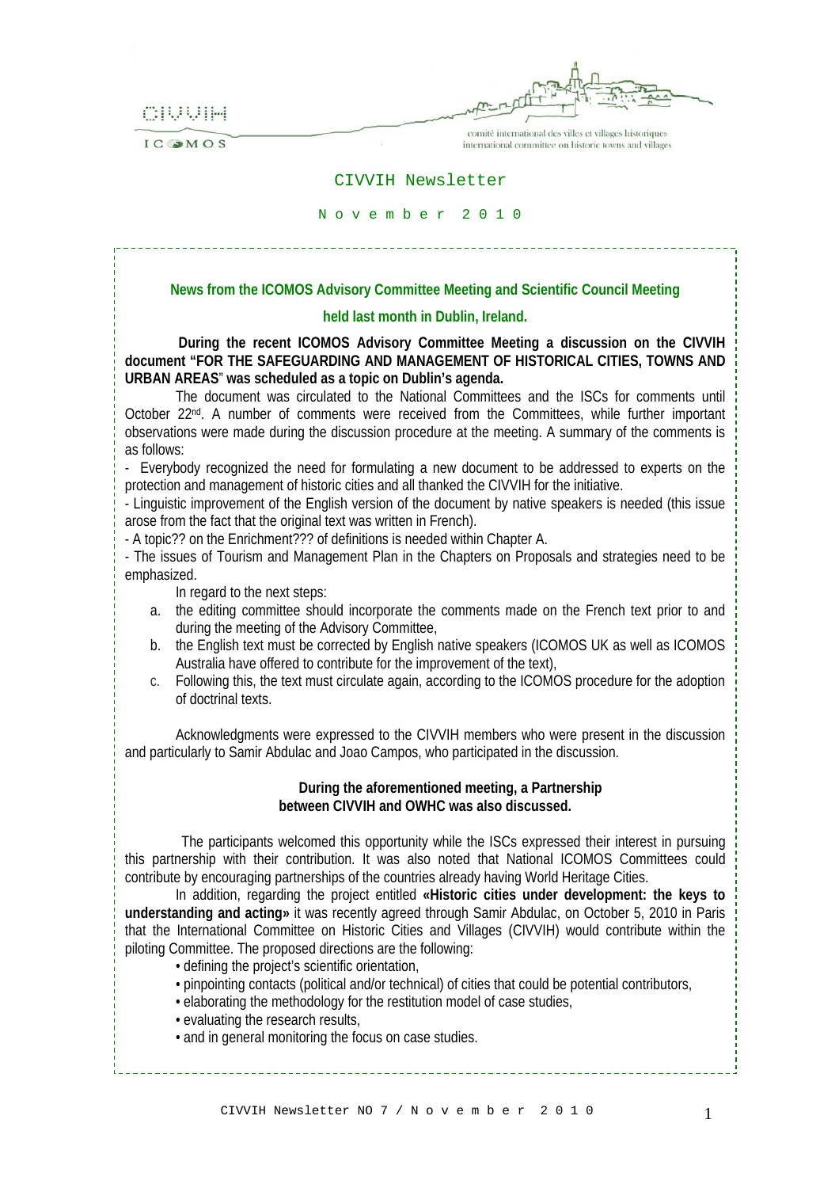CIVVIH

ICOMOS

comité international des villes et villages historiques
international committee on historic towns and villages

# CIVVIH Newsletter

N o v e m b e r   2 0 1 0

## News from the ICOMOS Advisory Committee Meeting and Scientific Council Meeting held last month in Dublin, Ireland.

**During the recent ICOMOS Advisory Committee Meeting a discussion on the CIVVIH document "FOR THE SAFEGUARDING AND MANAGEMENT OF HISTORICAL CITIES, TOWNS AND URBAN AREAS" was scheduled as a topic on Dublin's agenda.**

The document was circulated to the National Committees and the ISCs for comments until October 22nd. A number of comments were received from the Committees, while further important observations were made during the discussion procedure at the meeting. A summary of the comments is as follows:

- Everybody recognized the need for formulating a new document to be addressed to experts on the protection and management of historic cities and all thanked the CIVVIH for the initiative.
- Linguistic improvement of the English version of the document by native speakers is needed (this issue arose from the fact that the original text was written in French).
- A topic?? on the Enrichment??? of definitions is needed within Chapter A.
- The issues of Tourism and Management Plan in the Chapters on Proposals and strategies need to be emphasized.

In regard to the next steps:

a. the editing committee should incorporate the comments made on the French text prior to and during the meeting of the Advisory Committee,
b. the English text must be corrected by English native speakers (ICOMOS UK as well as ICOMOS Australia have offered to contribute for the improvement of the text),
c. Following this, the text must circulate again, according to the ICOMOS procedure for the adoption of doctrinal texts.

Acknowledgments were expressed to the CIVVIH members who were present in the discussion and particularly to Samir Abdulac and Joao Campos, who participated in the discussion.

**During the aforementioned meeting, a Partnership between CIVVIH and OWHC was also discussed.**

The participants welcomed this opportunity while the ISCs expressed their interest in pursuing this partnership with their contribution. It was also noted that National ICOMOS Committees could contribute by encouraging partnerships of the countries already having World Heritage Cities.

In addition, regarding the project entitled **«Historic cities under development: the keys to understanding and acting»** it was recently agreed through Samir Abdulac, on October 5, 2010 in Paris that the International Committee on Historic Cities and Villages (CIVVIH) would contribute within the piloting Committee. The proposed directions are the following:

- defining the project's scientific orientation,
- pinpointing contacts (political and/or technical) of cities that could be potential contributors,
- elaborating the methodology for the restitution model of case studies,
- evaluating the research results,
- and in general monitoring the focus on case studies.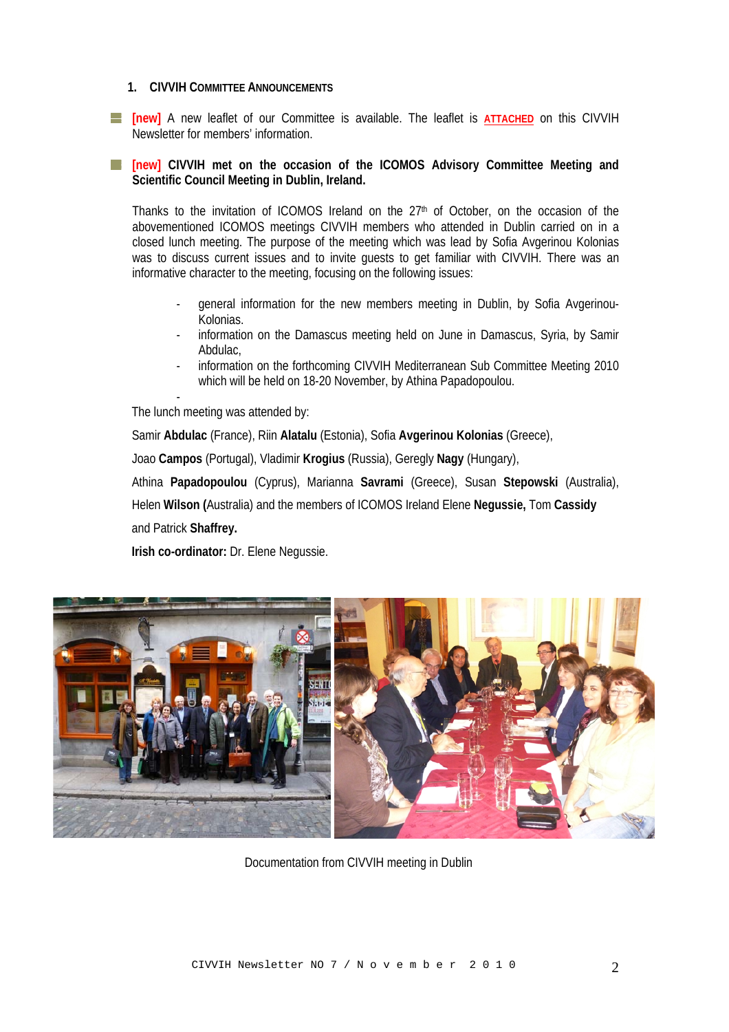## 1. CIVVIH COMMITTEE ANNOUNCEMENTS

- **[new]** A new leaflet of our Committee is available. The leaflet is **ATTACHED** on this CIVVIH Newsletter for members' information.

- **[new] CIVVIH met on the occasion of the ICOMOS Advisory Committee Meeting and Scientific Council Meeting in Dublin, Ireland.**

Thanks to the invitation of ICOMOS Ireland on the 27th of October, on the occasion of the abovementioned ICOMOS meetings CIVVIH members who attended in Dublin carried on in a closed lunch meeting. The purpose of the meeting which was lead by Sofia Avgerinou Kolonias was to discuss current issues and to invite guests to get familiar with CIVVIH. There was an informative character to the meeting, focusing on the following issues:

- general information for the new members meeting in Dublin, by Sofia Avgerinou-Kolonias.
- information on the Damascus meeting held on June in Damascus, Syria, by Samir Abdulac,
- information on the forthcoming CIVVIH Mediterranean Sub Committee Meeting 2010 which will be held on 18-20 November, by Athina Papadopoulou.

The lunch meeting was attended by:

Samir **Abdulac** (France), Riin **Alatalu** (Estonia), Sofia **Avgerinou Kolonias** (Greece),

Joao **Campos** (Portugal), Vladimir **Krogius** (Russia), Geregly **Nagy** (Hungary),

Athina **Papadopoulou** (Cyprus), Marianna **Savrami** (Greece), Susan **Stepowski** (Australia),

Helen **Wilson (**Australia) and the members of ICOMOS Ireland Elene **Negussie,** Tom **Cassidy**

and Patrick **Shaffrey.**

**Irish co-ordinator:** Dr. Elene Negussie.

Documentation from CIVVIH meeting in Dublin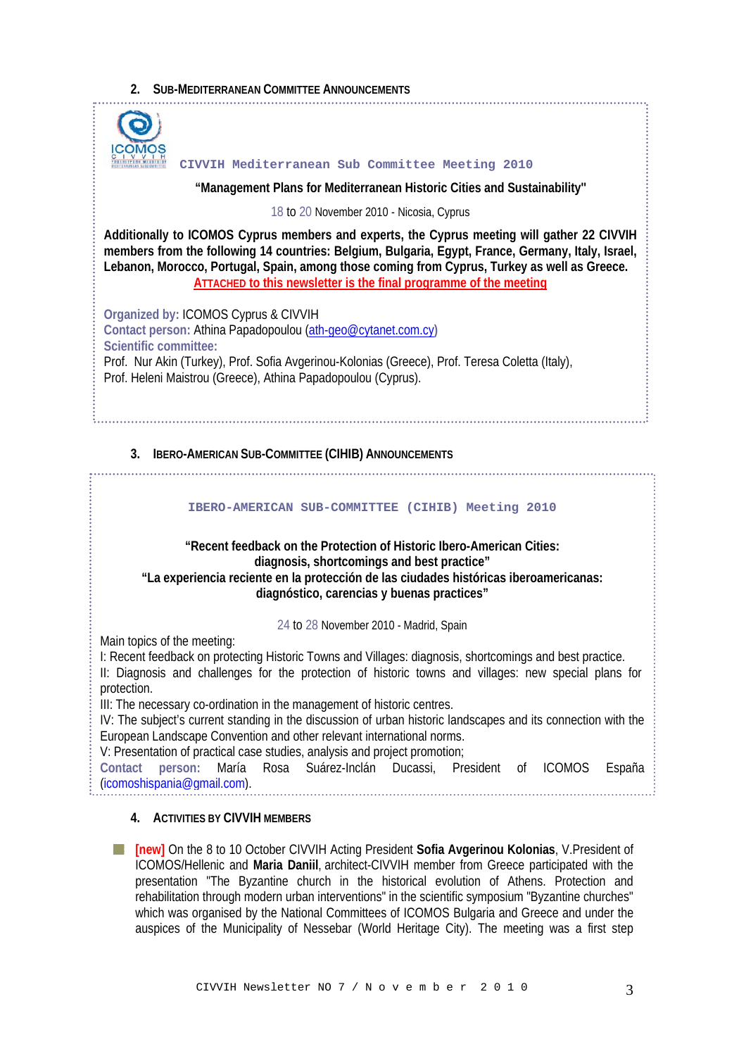## 2. Sub-Mediterranean Committee Announcements

### CIVVIH Mediterranean Sub Committee Meeting 2010

**"Management Plans for Mediterranean Historic Cities and Sustainability"**

18 to 20 November 2010 - Nicosia, Cyprus

**Additionally to ICOMOS Cyprus members and experts, the Cyprus meeting will gather 22 CIVVIH members from the following 14 countries: Belgium, Bulgaria, Egypt, France, Germany, Italy, Israel, Lebanon, Morocco, Portugal, Spain, among those coming from Cyprus, Turkey as well as Greece.**

**ATTACHED to this newsletter is the final programme of the meeting**

**Organized by:** ICOMOS Cyprus & CIVVIH
**Contact person:** Athina Papadopoulou (ath-geo@cytanet.com.cy)
**Scientific committee:**
Prof. Nur Akin (Turkey), Prof. Sofia Avgerinou-Kolonias (Greece), Prof. Teresa Coletta (Italy), Prof. Heleni Maistrou (Greece), Athina Papadopoulou (Cyprus).

## 3. Ibero-American Sub-Committee (CIHIB) Announcements

### IBERO-AMERICAN SUB-COMMITTEE (CIHIB) Meeting 2010

**"Recent feedback on the Protection of Historic Ibero-American Cities: diagnosis, shortcomings and best practice"**
**"La experiencia reciente en la protección de las ciudades históricas iberoamericanas: diagnóstico, carencias y buenas practices"**

24 to 28 November 2010 - Madrid, Spain

Main topics of the meeting:
I: Recent feedback on protecting Historic Towns and Villages: diagnosis, shortcomings and best practice.
II: Diagnosis and challenges for the protection of historic towns and villages: new special plans for protection.
III: The necessary co-ordination in the management of historic centres.
IV: The subject's current standing in the discussion of urban historic landscapes and its connection with the European Landscape Convention and other relevant international norms.
V: Presentation of practical case studies, analysis and project promotion;
**Contact person:** María Rosa Suárez-Inclán Ducassi, President of ICOMOS España (icomoshispania@gmail.com).

## 4. Activities by CIVVIH Members

- **[new]** On the 8 to 10 October CIVVIH Acting President **Sofia Avgerinou Kolonias**, V.President of ICOMOS/Hellenic and **Maria Daniil**, architect-CIVVIH member from Greece participated with the presentation "The Byzantine church in the historical evolution of Athens. Protection and rehabilitation through modern urban interventions" in the scientific symposium "Byzantine churches" which was organised by the National Committees of ICOMOS Bulgaria and Greece and under the auspices of the Municipality of Nessebar (World Heritage City). The meeting was a first step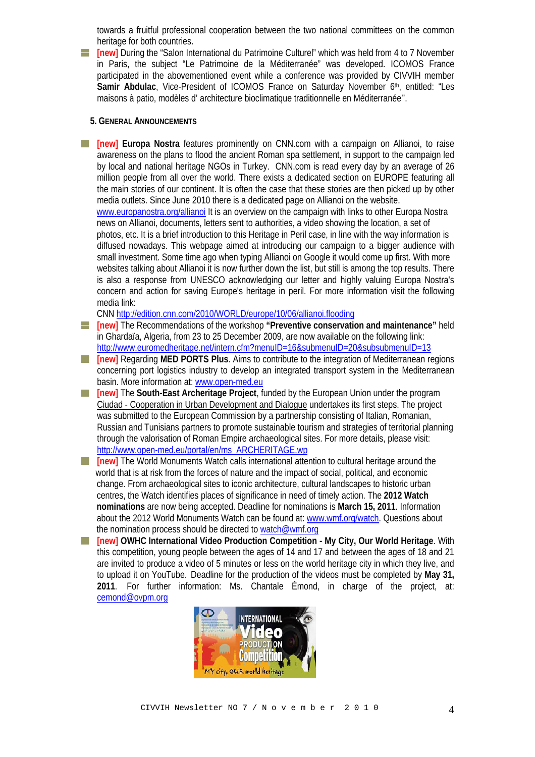towards a fruitful professional cooperation between the two national committees on the common heritage for both countries.

- **[new]** During the "Salon International du Patrimoine Culturel" which was held from 4 to 7 November in Paris, the subject "Le Patrimoine de la Méditerranée" was developed. ICOMOS France participated in the abovementioned event while a conference was provided by CIVVIH member **Samir Abdulac**, Vice-President of ICOMOS France on Saturday November 6th, entitled: "Les maisons à patio, modèles d' architecture bioclimatique traditionnelle en Méditerranée''.

## 5. General Announcements

- **[new] Europa Nostra** features prominently on CNN.com with a campaign on Allianoi, to raise awareness on the plans to flood the ancient Roman spa settlement, in support to the campaign led by local and national heritage NGOs in Turkey. CNN.com is read every day by an average of 26 million people from all over the world. There exists a dedicated section on EUROPE featuring all the main stories of our continent. It is often the case that these stories are then picked up by other media outlets. Since June 2010 there is a dedicated page on Allianoi on the website. www.europanostra.org/allianoi It is an overview on the campaign with links to other Europa Nostra news on Allianoi, documents, letters sent to authorities, a video showing the location, a set of photos, etc. It is a brief introduction to this Heritage in Peril case, in line with the way information is diffused nowadays. This webpage aimed at introducing our campaign to a bigger audience with small investment. Some time ago when typing Allianoi on Google it would come up first. With more websites talking about Allianoi it is now further down the list, but still is among the top results. There is also a response from UNESCO acknowledging our letter and highly valuing Europa Nostra's concern and action for saving Europe's heritage in peril. For more information visit the following media link:
  CNN http://edition.cnn.com/2010/WORLD/europe/10/06/allianoi.flooding
- **[new]** The Recommendations of the workshop **"Preventive conservation and maintenance"** held in Ghardaïa, Algeria, from 23 to 25 December 2009, are now available on the following link: http://www.euromedheritage.net/intern.cfm?menuID=16&submenuID=20&subsubmenuID=13
- **[new]** Regarding **MED PORTS Plus**. Aims to contribute to the integration of Mediterranean regions concerning port logistics industry to develop an integrated transport system in the Mediterranean basin. More information at: www.open-med.eu
- **[new]** The **South-East Archeritage Project**, funded by the European Union under the program Ciudad - Cooperation in Urban Development and Dialogue undertakes its first steps. The project was submitted to the European Commission by a partnership consisting of Italian, Romanian, Russian and Tunisians partners to promote sustainable tourism and strategies of territorial planning through the valorisation of Roman Empire archaeological sites. For more details, please visit: http://www.open-med.eu/portal/en/ms_ARCHERITAGE.wp
- **[new]** The World Monuments Watch calls international attention to cultural heritage around the world that is at risk from the forces of nature and the impact of social, political, and economic change. From archaeological sites to iconic architecture, cultural landscapes to historic urban centres, the Watch identifies places of significance in need of timely action. The **2012 Watch nominations** are now being accepted. Deadline for nominations is **March 15, 2011**. Information about the 2012 World Monuments Watch can be found at: www.wmf.org/watch. Questions about the nomination process should be directed to watch@wmf.org
- **[new] OWHC International Video Production Competition - My City, Our World Heritage**. With this competition, young people between the ages of 14 and 17 and between the ages of 18 and 21 are invited to produce a video of 5 minutes or less on the world heritage city in which they live, and to upload it on YouTube. Deadline for the production of the videos must be completed by **May 31, 2011**. For further information: Ms. Chantale Émond, in charge of the project, at: cemond@ovpm.org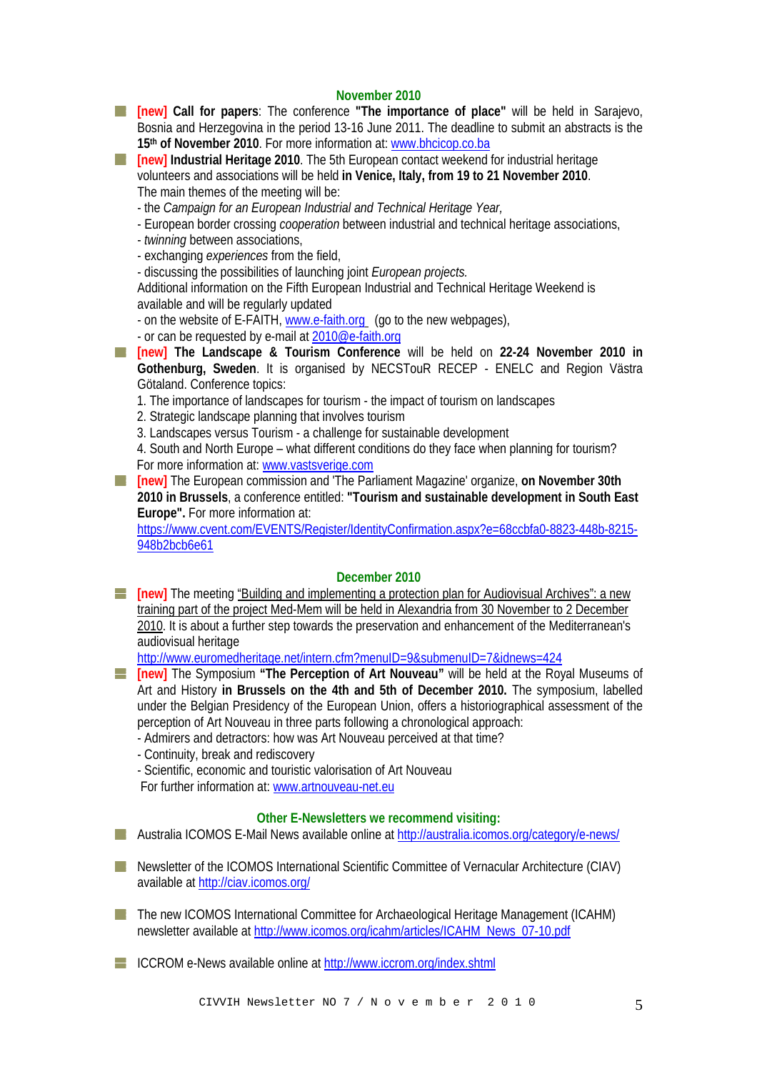## November 2010

- **[new] Call for papers**: The conference **"The importance of place"** will be held in Sarajevo, Bosnia and Herzegovina in the period 13-16 June 2011. The deadline to submit an abstracts is the **15th of November 2010**. For more information at: www.bhcicop.co.ba
- **[new] Industrial Heritage 2010**. The 5th European contact weekend for industrial heritage volunteers and associations will be held **in Venice, Italy, from 19 to 21 November 2010**. The main themes of the meeting will be:
  - the *Campaign for an European Industrial and Technical Heritage Year,*
  - European border crossing *cooperation* between industrial and technical heritage associations,
  - *twinning* between associations,
  - exchanging *experiences* from the field,
  - discussing the possibilities of launching joint *European projects.*

  Additional information on the Fifth European Industrial and Technical Heritage Weekend is available and will be regulary updated
  - on the website of E-FAITH, www.e-faith.org (go to the new webpages),
  - or can be requested by e-mail at 2010@e-faith.org
- **[new] The Landscape & Tourism Conference** will be held on **22-24 November 2010 in Gothenburg, Sweden**. It is organised by NECSTouR RECEP - ENELC and Region Västra Götaland. Conference topics:
  1. The importance of landscapes for tourism - the impact of tourism on landscapes
  2. Strategic landscape planning that involves tourism
  3. Landscapes versus Tourism - a challenge for sustainable development
  4. South and North Europe – what different conditions do they face when planning for tourism?

  For more information at: www.vastsverige.com
- **[new]** The European commission and 'The Parliament Magazine' organize, **on November 30th 2010 in Brussels**, a conference entitled: **"Tourism and sustainable development in South East Europe".** For more information at: https://www.cvent.com/EVENTS/Register/IdentityConfirmation.aspx?e=68ccbfa0-8823-448b-8215-948b2bcb6e61

## December 2010

- **[new]** The meeting "Building and implementing a protection plan for Audiovisual Archives": a new training part of the project Med-Mem will be held in Alexandria from 30 November to 2 December 2010. It is about a further step towards the preservation and enhancement of the Mediterranean's audiovisual heritage http://www.euromedheritage.net/intern.cfm?menuID=9&submenuID=7&idnews=424
- **[new]** The Symposium **"The Perception of Art Nouveau"** will be held at the Royal Museums of Art and History **in Brussels on the 4th and 5th of December 2010.** The symposium, labelled under the Belgian Presidency of the European Union, offers a historiographical assessment of the perception of Art Nouveau in three parts following a chronological approach:
  - Admirers and detractors: how was Art Nouveau perceived at that time?
  - Continuity, break and rediscovery
  - Scientific, economic and touristic valorisation of Art Nouveau

  For further information at: www.artnouveau-net.eu

## Other E-Newsletters we recommend visiting:

- Australia ICOMOS E-Mail News available online at http://australia.icomos.org/category/e-news/
- Newsletter of the ICOMOS International Scientific Committee of Vernacular Architecture (CIAV) available at http://ciav.icomos.org/
- The new ICOMOS International Committee for Archaeological Heritage Management (ICAHM) newsletter available at http://www.icomos.org/icahm/articles/ICAHM_News_07-10.pdf
- ICCROM e-News available online at http://www.iccrom.org/index.shtml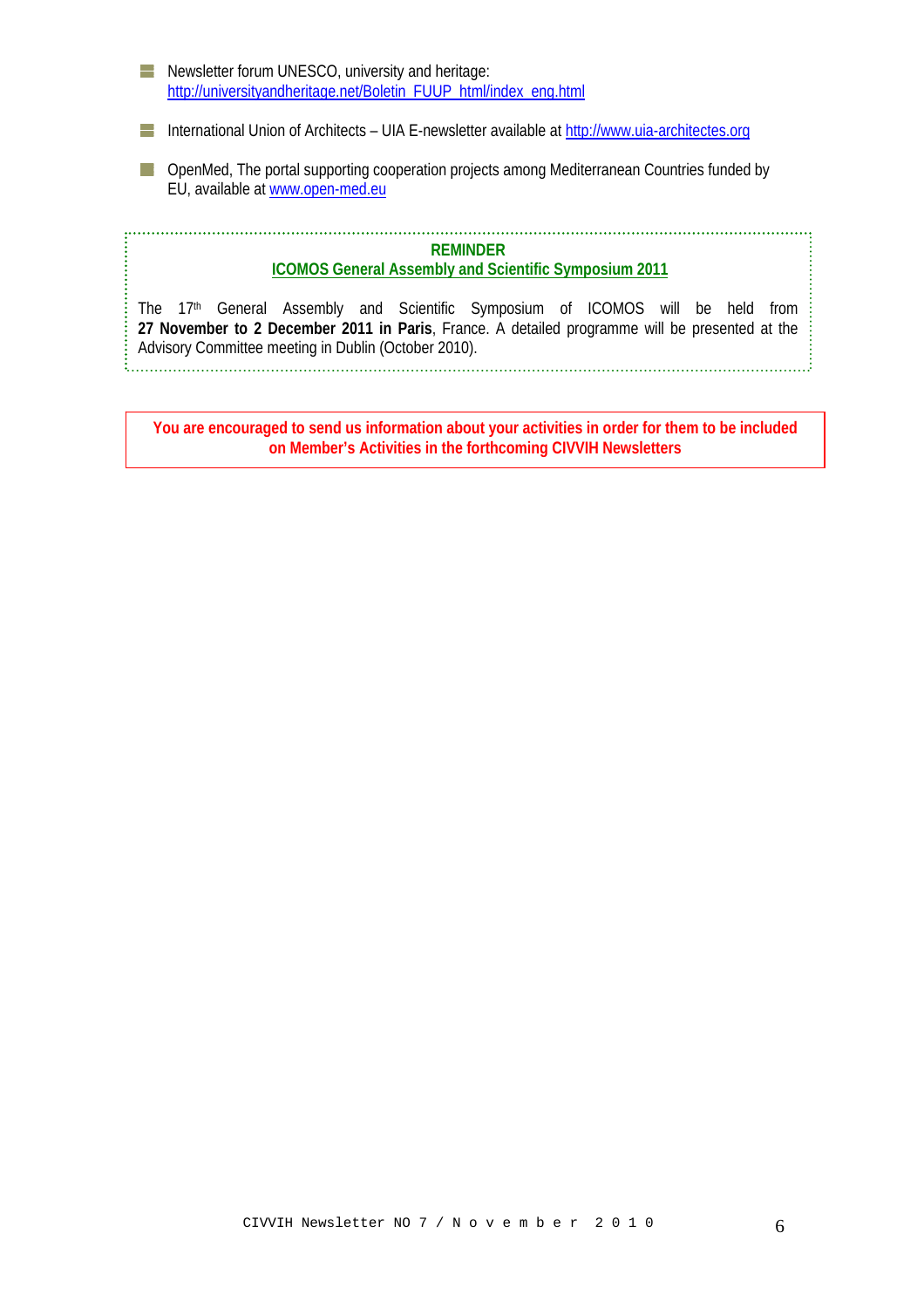- Newsletter forum UNESCO, university and heritage: http://universityandheritage.net/Boletin_FUUP_html/index_eng.html

- International Union of Architects – UIA E-newsletter available at http://www.uia-architectes.org

- OpenMed, The portal supporting cooperation projects among Mediterranean Countries funded by EU, available at www.open-med.eu

**REMINDER**

**ICOMOS General Assembly and Scientific Symposium 2011**

The 17th General Assembly and Scientific Symposium of ICOMOS will be held from **27 November to 2 December 2011 in Paris**, France. A detailed programme will be presented at the Advisory Committee meeting in Dublin (October 2010).

**You are encouraged to send us information about your activities in order for them to be included on Member's Activities in the forthcoming CIVVIH Newsletters**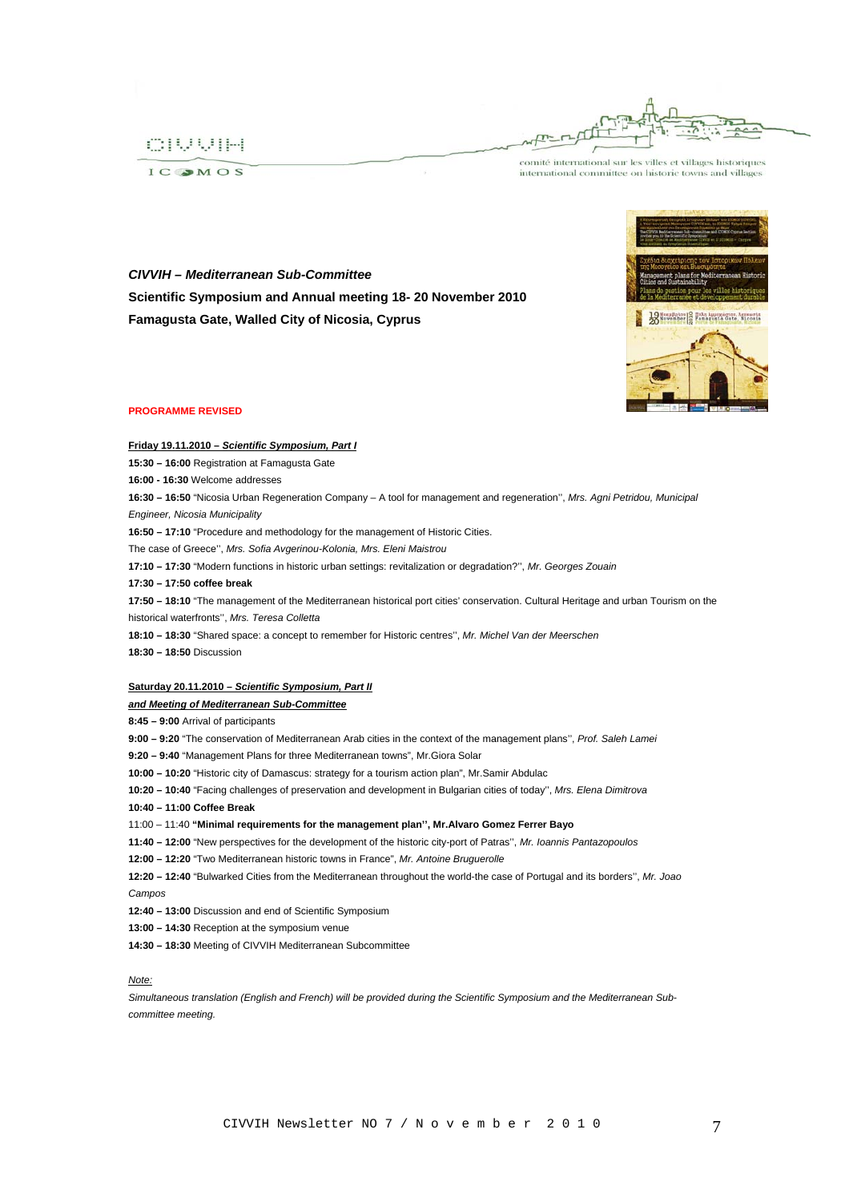***CIVVIH – Mediterranean Sub-Committee***

**Scientific Symposium and Annual meeting 18- 20 November 2010**

**Famagusta Gate, Walled City of Nicosia, Cyprus**

**PROGRAMME REVISED**

**Friday 19.11.2010 – *Scientific Symposium, Part I***

**15:30 – 16:00** Registration at Famagusta Gate

**16:00 - 16:30** Welcome addresses

**16:30 – 16:50** "Nicosia Urban Regeneration Company – A tool for management and regeneration'', *Mrs. Agni Petridou, Municipal Engineer, Nicosia Municipality*

**16:50 – 17:10** "Procedure and methodology for the management of Historic Cities.
The case of Greece'', *Mrs. Sofia Avgerinou-Kolonia, Mrs. Eleni Maistrou*

**17:10 – 17:30** "Modern functions in historic urban settings: revitalization or degradation?'', *Mr. Georges Zouain*

**17:30 – 17:50 coffee break**

**17:50 – 18:10** "The management of the Mediterranean historical port cities' conservation. Cultural Heritage and urban Tourism on the historical waterfronts'', *Mrs. Teresa Colletta*

**18:10 – 18:30** "Shared space: a concept to remember for Historic centres'', *Mr. Michel Van der Meerschen*

**18:30 – 18:50** Discussion

**Saturday 20.11.2010 – *Scientific Symposium, Part II***

***and Meeting of Mediterranean Sub-Committee***

**8:45 – 9:00** Arrival of participants

**9:00 – 9:20** "The conservation of Mediterranean Arab cities in the context of the management plans'', *Prof. Saleh Lamei*

**9:20 – 9:40** "Management Plans for three Mediterranean towns", Mr.Giora Solar

**10:00 – 10:20** "Historic city of Damascus: strategy for a tourism action plan", Mr.Samir Abdulac

**10:20 – 10:40** "Facing challenges of preservation and development in Bulgarian cities of today'', *Mrs. Elena Dimitrova*

**10:40 – 11:00 Coffee Break**

11:00 – 11:40 **"Minimal requirements for the management plan'', Mr.Alvaro Gomez Ferrer Bayo**

**11:40 – 12:00** "New perspectives for the development of the historic city-port of Patras'', *Mr. Ioannis Pantazopoulos*

**12:00 – 12:20** "Two Mediterranean historic towns in France", *Mr. Antoine Bruguerolle*

**12:20 – 12:40** "Bulwarked Cities from the Mediterranean throughout the world-the case of Portugal and its borders'', *Mr. Joao Campos*

**12:40 – 13:00** Discussion and end of Scientific Symposium

**13:00 – 14:30** Reception at the symposium venue

**14:30 – 18:30** Meeting of CIVVIH Mediterranean Subcommittee

*Note:*

*Simultaneous translation (English and French) will be provided during the Scientific Symposium and the Mediterranean Sub-committee meeting.*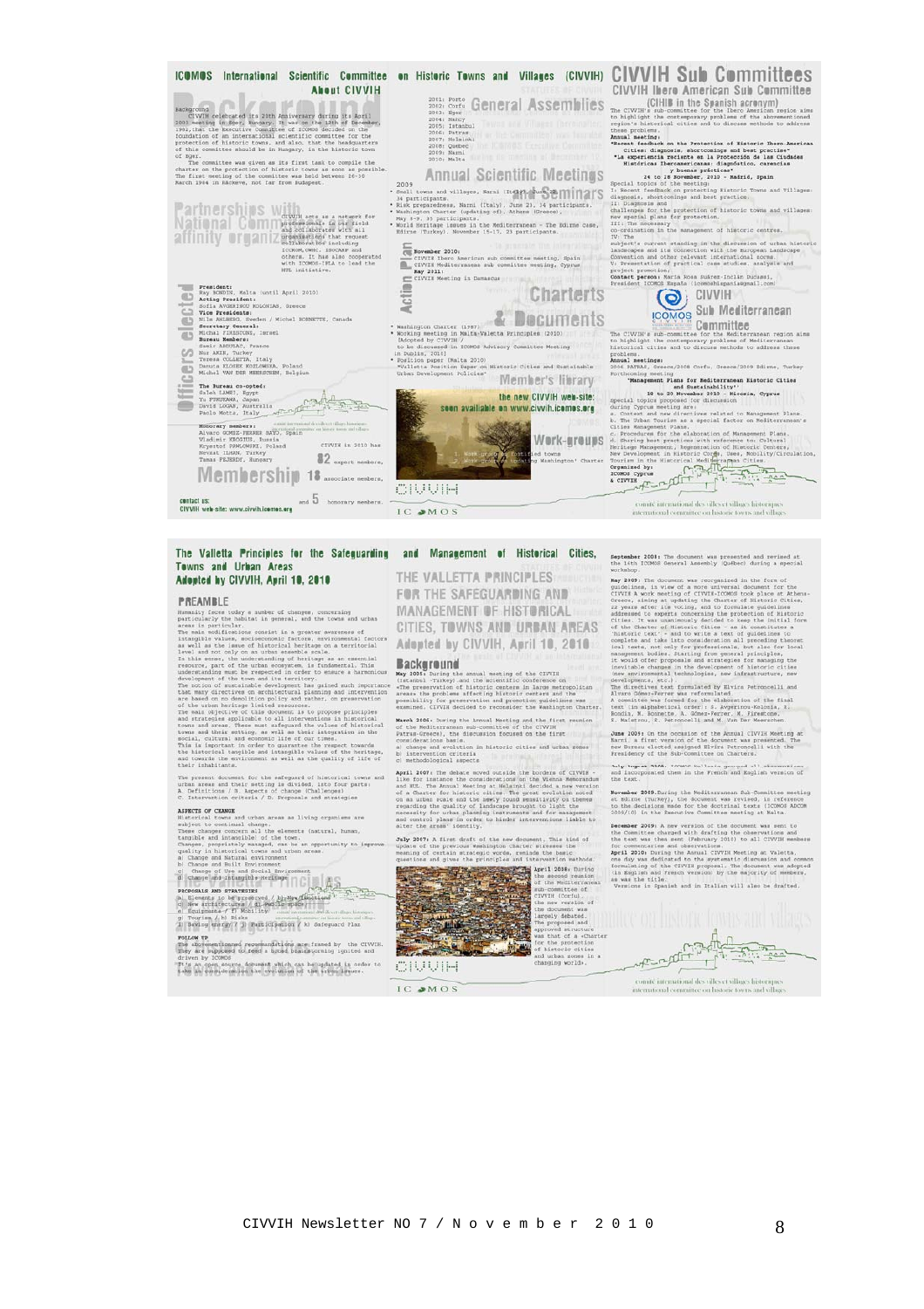# ICOMOS International Scientific Committee on Historic Towns and Villages (CIVVIH)

## About CIVVIH

### Background

CIVVIH celebrated its 25th Anniversary during its April 2007 meeting in Eger, Hungary. It was on the 15th of December, 1982, that the Executive Committee of ICOMOS decided on the foundation of an international scientific committee for the protection of historic towns, and also, that the headquarters of this committee should be in Hungary, in the historic town of Eger.

The committee was given as its first task to compile the charter on the protection of historic towns as soon as possible. The first meeting of the committee was held between 16-30 March 1984 in Kecskemét, not far from Budapest.

### Partnerships with National Committees and affinity organizations

CIVVIH acts as a network for professionals in our field and collaborates with all organizations that request collaboration including ICCROM, OWHC, ISOCARP and others. It has also cooperated with ICOMOS-IFLA to lead the HUL initiative.

### Officers elected

**President:** Ray BONDIN, Malta (until April 2010)
**Acting President:** Sofia AVGERINOU KOLONIAS, Greece
**Vice Presidents:** Nils AHLBERG, Sweden / Michel BONNETTE, Canada
**Secretary General:** Michal FIRESTONE, Israel
**Bureau Members:** Samir ABDULAC, France; Nur AKIN, Turkey; Teresa COLLETTA, Italy; Danuta KLOSEK KOZLOWSKA, Poland; Michel VAN DER MEERSCHEN, Belgium

**The Bureau co-opted:** Saleh LAMEI, Egypt; Yu FUKUKAWA, Japan; David LOGAN, Australia; Paolo Motta, Italy

**Honorary members:** Alvaro GOMEZ-FERRER BAYO, Spain; Vladimir KROGIUS, Russia; Krzystof PAWLOWSKI, Poland; Nevzat ILHAN, Turkey; Tamas FEJERDY, Hungary

### Membership

CIVVIH in 2010 has 82 expert members, 18 associate members, and 5 honorary members.

Contact us: CIVVIH web-site: www.civvih.icomos.org

## General Assemblies

- 2001: Porto
- 2002: Corfu
- 2003: Eger
- 2004: Nancy
- 2005: Istanbul
- 2006: Patras
- 2007: Helsinki
- 2008: Quebec
- 2009: Narni
- 2010: Malta

## Annual Scientific Meetings

### Seminars

2009

- Small towns and villages, Narni (Italy), June 28, 34 participants.
- Risk preparedness, Narni (Italy), June 21, 34 participants.
- Washington Charter (updating of), Athens (Greece), May 8-9, 35 participants.
- World Heritage issues in the Mediterranean - The Edirne case, Edirne (Turkey), November 15-17, 21 participants.

### Action Plan

**November 2010:** CIVVIH Ibero American sub committee meeting, Spain; CIVVIH Mediterranean sub committee meeting, Cyprus
**May 2011:** CIVVIH Meeting in Damascus

## Charters & Documents

- Washington Charter (1987)
- Working meeting in Malta-Valletta Principles (2010) [Adopted by CIVVIH] to be discussed in ICOMOS Advisory Committee Meeting in Dublin, 2010]
- Position paper (Malta 2010) "Valletta Position Paper on Historic Cities and Sustainable Urban Development Policies"

## Member's library

the new CIVVIH web-site: soon available on www.civvih.icomos.org

## Work-groups

1. Work-group on fortified towns
2. Work-group on updating Washington' Charter

# CIVVIH Sub Committees

## CIVVIH Ibero American Sub Committee

### (CIHIB in the Spanish acronym)

The CIVVIH's sub-committee for the Ibero American region aims to highlight the contemporary problems of the abovementioned region's historical cities and to discuss methods to address these problems.

**Annual meeting:**
"Recent feedback on the Protection of Historic Towns-Ibero-American Cities: diagnosis, shortcomings and best practice"
"La experiencia reciente en la Protección de las Ciudades Históricas Iberoamericanas: diagnóstico, carencias y buenas prácticas"
24 to 28 November, 2010 - Madrid, Spain

Special topics of the meeting:
I: Recent feedback on protecting Historic Towns and Villages: diagnosis, shortcomings and best practice.
II: Diagnosis and challenges for the protection of historic towns and villages: new special plans for protection.
III: The necessary co-ordination in the management of historic centres.
IV: The subject's current standing in the discussion of urban historic landscapes and its connection with the European Landscape Convention and other relevant international norms.
V: Presentation of practical case studies, analysis and project promotion.

**Contact person:** Maria Rosa Suárez-Inclán Ducassi, President ICOMOS España (icomoshispania@gmail.com)

## CIVVIH Sub Mediterranean Committee

The CIVVIH's sub-committee for the Mediterranean region aims to highlight the contemporary problems of Mediterranean historical cities and to discuss methods to address these problems.

**Annual meetings:**
2006 PATRAS, Greece/2008 Corfu, Greece/2009 Edirne, Turkey
Forthcoming meeting
"Management Plans for Mediterranean Historic Cities and Sustainability"
18 to 20 November 2010 - Nicosia, Cyprus

Special topics proposed for discussion during Cyprus meeting are:
a. Content and new directives related to Management Plans.
b. The Urban Tourism as a special factor on Mediterranean's Cities Management Plans.
c. Procedures for the elaboration of Management Plans.
d. Sharing best practices with reference to: Cultural Heritage Management, Regeneration of Historic Centers, New Development in Historic Cores, Uses, Mobility/Circulation, Tourism in the Historical Mediterranean Cities.

**Organized by:** ICOMOS Cyprus & CIVVIH

comité international des villes et villages historiques
international committee on historic towns and villages

# The Valletta Principles for the Safeguarding and Management of Historical Cities, Towns and Urban Areas

## Adopted by CIVVIH, April 10, 2010

### PREAMBLE

Humanity faces today a number of changes, concerning particularly the habitat in general, and the towns and urban areas in particular.

The main modifications consist in a greater awareness of intangible values, socioeconomic factors, environmental factors as well as the issue of historical heritage on a territorial level and not only on an urban ensemble scale.

In this sense, the understanding of heritage as an essential resource, part of the urban ecosystem, is fundamental. This understanding must be respected in order to ensure a harmonious development of the town and its territory.

The notion of sustainable development has gained such importance that many directives on architectural planning and intervention are based on no demolition policy and rather, on preservation of the urban heritage limited resources.

The main objective of this document is to propose principles and strategies applicable to all interventions in historical towns and urban areas. These must safeguard the values of historical towns and their setting, as well as their integration in the social, cultural and economic life of our times.

This is important in order to guarantee the respect towards the historical tangible and intangible values of the heritage, and towards the environment as well as the quality of life of their inhabitants.

The present document for the safeguard of historical towns and urban areas and their setting is divided, into four parts:
A. Definitions / B. Aspects of change (Challenges)
C. Intervention criteria / D. Proposals and strategies

### ASPECTS OF CHANGE

Historical towns and urban areas as living organisms are subject to continual change.

These changes concern all the elements (natural, human, tangible and intangible) of the town.

Changes, properly managed, can be an opportunity to improve quality in historical towns and urban areas.

a) Change and Natural environment
b) Change and Built Environment
c) Change of Use and Social Environment
d) Change and intangible heritage

### PROPOSALS AND STRATEGIES

a) Elements to be preserved / b) New functions
c) New architecture / d) Public space
e) Equipments / f) Mobility
g) Tourism / h) Risks
i) Saving energy / j) Participation / k) Safeguard Plan

### FOLLOW UP

The abovementioned recommendations are framed by the CIVVIH. They are supposed to feed a broad brainstorming ignited and driven by ICOMOS.

It's an open source document which can be updated in order to take in consideration the evolution of the urban issues.

## THE VALLETTA PRINCIPLES FOR THE SAFEGUARDING AND MANAGEMENT OF HISTORICAL CITIES, TOWNS AND URBAN AREAS

### Adopted by CIVVIH, April 10, 2010

### Background

**May 2005:** During the annual meeting of the CIVVIH (Istanbul -Turkey) and the scientific conference on «The preservation of historic centers in large metropolitan areas» the problems affecting historic centers and the possibility for preservation and promotion guidelines was examined. CIVVIH decided to reconsider the Washington Charter.

**March 2006:** During the Annual Meeting and the first reunion of the Mediterranean sub-committee of the CIVVIH Patras-Greece), the discussion focused on the first considerations basis.
a) change and evolution in historic cities and urban zones
b) intervention criteria
c) methodological aspects

**April 2007:** The debate moved outside the borders of CIVVIH - like for instance the considerations on the Vienna Memorandum and HUL. The Annual Meeting at Helsinki decided a new version of a Charter for historic cities. The great evolution noted on an urban scale and the newly found sensitivity on themes regarding the quality of landscape brought to light the necessity for urban planning instruments and for management and control plans in order to hinder interventions liable to alter the areas' identity.

**July 2007:** A first draft of the new document. This kind of update of the previous Washington Charter stresses the meaning of certain strategic words, reminds the basic questions and gives the principles and intervention methods.

**April 2008:** During the second reunion of the Mediterranean sub-committee of CIVVIH (Corfu), the new version of the document was largely debated. The proposed and approved structure was that of a «Charter for the protection of historic cities and urban zones in a changing world».

**September 2008:** The document was presented and revised at the 16th ICOMOS General Assembly (Québec) during a special workshop.

**May 2009:** The document was reorganized in the form of guidelines, in view of a more universal document for the CIVVIH A work meeting of CIVVIH-ICOMOS took place at Athens-Greece, aiming at updating the Charter of Historic Cities, 22 years after its voting, and to formulate guidelines addressed to experts concerning the protection of Historic Cities. It was unanimously decided to keep the initial form of the Charter of Historic Cities - as it constitutes a 'historic text' - and to write a text of guidelines to complete and take into consideration all preceding theoretical texts, not only for professionals, but also for local management bodies. Starting from general principles, it would offer proposals and strategies for managing the inevitable changes in the development of historic cities (new environmental technologies, new infrastructure, new developments, etc.).

The directives text formulated by Elvira Petroncelli and Alvaro Gómez-Ferrer was reformulated.

A committee was formed for the elaboration of the final text (in alphabetical order): S. Avgerinou-Kolonia, R. Bondin, N. Bonnette, A. Gómez-Ferrer, M. Firestone, S. Malatesta, E. Petroncelli and M. Van Der Meerschen.

**June 2009:** On the occasion of the Annual CIVVIH Meeting at Narni a first version of the document was presented. The new Bureau elected assigned Elvira Petroncelli with the Presidency of the Sub-Committee on Charters.

**July-August 2009:** ... and incorporated them in the French and English version of the text.

**November 2009:** During the Mediterranean Sub-Committee meeting at Edirne (Turkey), the document was revised, in reference to the decisions made for the doctrinal texts (ICOMOS ADCOM 2009/10) in the Executive Committee meeting at Malta.

**December 2009:** A new version of the document was sent to the Committee charged with drafting the observations and the text was then sent (February 2010) to all CIVVIH members for commentaries and observations.

**April 2010:** During the Annual CIVVIH Meeting at Valletta, one day was dedicated to the systematic discussion and common formulating of the CIVVIH proposal. The document was adopted (in English and French version) by the majority of members, as was the title.

Versions in Spanish and in Italian will also be drafted.

comité international des villes et villages historiques
international committee on historic towns and villages

CIVVIH Newsletter NO 7 / November 2010